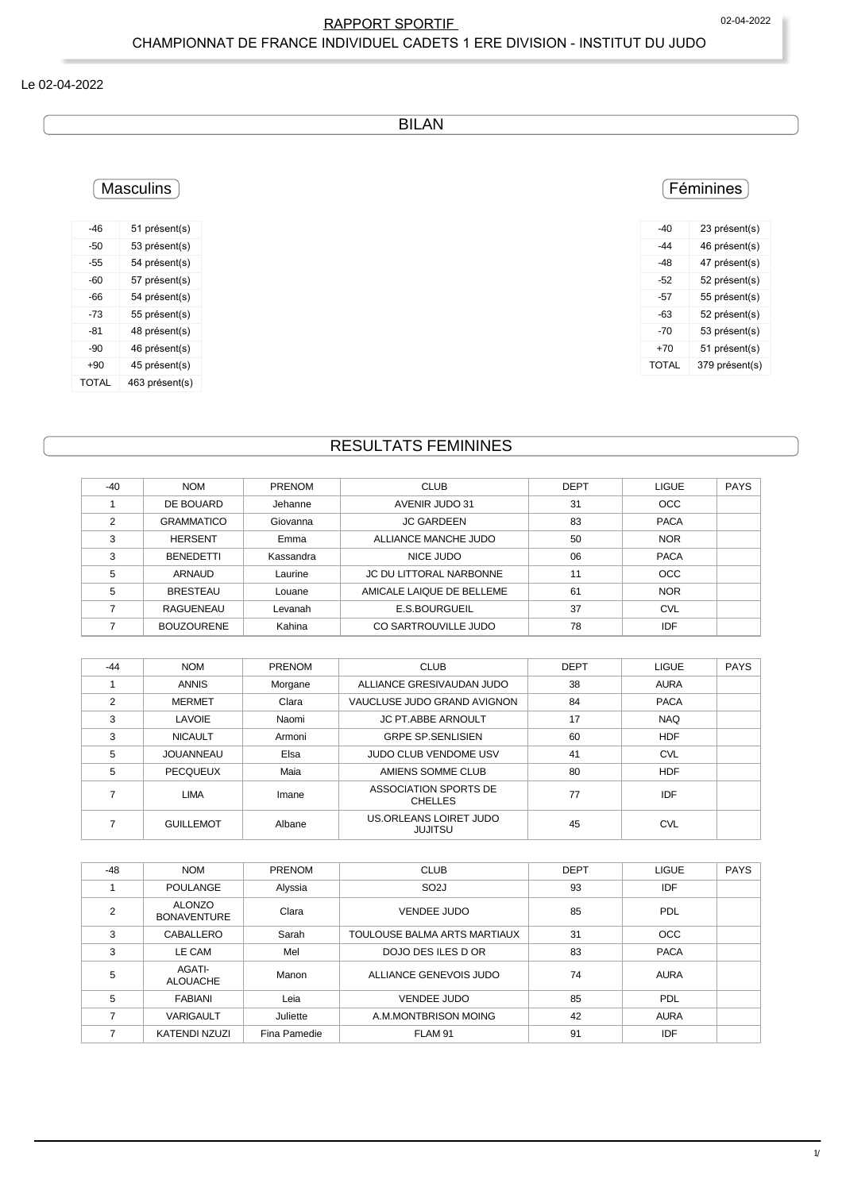RAPPORT SPORTIF

CHAMPIONNAT DE FRANCE INDIVIDUEL CADETS 1 ERE DIVISION - INSTITUT DU JUDO

Le 02-04-2022

## BILAN

### Masculins

| -46 | 51 présent(s) |
|---|---|
| -50 | 53 présent(s) |
| -55 | 54 présent(s) |
| -60 | 57 présent(s) |
| -66 | 54 présent(s) |
| -73 | 55 présent(s) |
| -81 | 48 présent(s) |
| -90 | 46 présent(s) |
| +90 | 45 présent(s) |
| TOTAL | 463 présent(s) |

### Féminines

| -40 | 23 présent(s) |
|---|---|
| -44 | 46 présent(s) |
| -48 | 47 présent(s) |
| -52 | 52 présent(s) |
| -57 | 55 présent(s) |
| -63 | 52 présent(s) |
| -70 | 53 présent(s) |
| +70 | 51 présent(s) |
| TOTAL | 379 présent(s) |

## RESULTATS FEMININES

| -40 | NOM | PRENOM | CLUB | DEPT | LIGUE | PAYS |
|---|---|---|---|---|---|---|
| 1 | DE BOUARD | Jehanne | AVENIR JUDO 31 | 31 | OCC | |
| 2 | GRAMMATICO | Giovanna | JC GARDEEN | 83 | PACA | |
| 3 | HERSENT | Emma | ALLIANCE MANCHE JUDO | 50 | NOR | |
| 3 | BENEDETTI | Kassandra | NICE JUDO | 06 | PACA | |
| 5 | ARNAUD | Laurine | JC DU LITTORAL NARBONNE | 11 | OCC | |
| 5 | BRESTEAU | Louane | AMICALE LAIQUE DE BELLEME | 61 | NOR | |
| 7 | RAGUENEAU | Levanah | E.S.BOURGUEIL | 37 | CVL | |
| 7 | BOUZOURENE | Kahina | CO SARTROUVILLE JUDO | 78 | IDF | |

| -44 | NOM | PRENOM | CLUB | DEPT | LIGUE | PAYS |
|---|---|---|---|---|---|---|
| 1 | ANNIS | Morgane | ALLIANCE GRESIVAUDAN JUDO | 38 | AURA | |
| 2 | MERMET | Clara | VAUCLUSE JUDO GRAND AVIGNON | 84 | PACA | |
| 3 | LAVOIE | Naomi | JC PT.ABBE ARNOULT | 17 | NAQ | |
| 3 | NICAULT | Armoni | GRPE SP.SENLISIEN | 60 | HDF | |
| 5 | JOUANNEAU | Elsa | JUDO CLUB VENDOME USV | 41 | CVL | |
| 5 | PECQUEUX | Maia | AMIENS SOMME CLUB | 80 | HDF | |
| 7 | LIMA | Imane | ASSOCIATION SPORTS DE CHELLES | 77 | IDF | |
| 7 | GUILLEMOT | Albane | US.ORLEANS LOIRET JUDO JUJITSU | 45 | CVL | |

| -48 | NOM | PRENOM | CLUB | DEPT | LIGUE | PAYS |
|---|---|---|---|---|---|---|
| 1 | POULANGE | Alyssia | SO2J | 93 | IDF | |
| 2 | ALONZO BONAVENTURE | Clara | VENDEE JUDO | 85 | PDL | |
| 3 | CABALLERO | Sarah | TOULOUSE BALMA ARTS MARTIAUX | 31 | OCC | |
| 3 | LE CAM | Mel | DOJO DES ILES D OR | 83 | PACA | |
| 5 | AGATI-ALOUACHE | Manon | ALLIANCE GENEVOIS JUDO | 74 | AURA | |
| 5 | FABIANI | Leia | VENDEE JUDO | 85 | PDL | |
| 7 | VARIGAULT | Juliette | A.M.MONTBRISON MOING | 42 | AURA | |
| 7 | KATENDI NZUZI | Fina Pamedie | FLAM 91 | 91 | IDF | |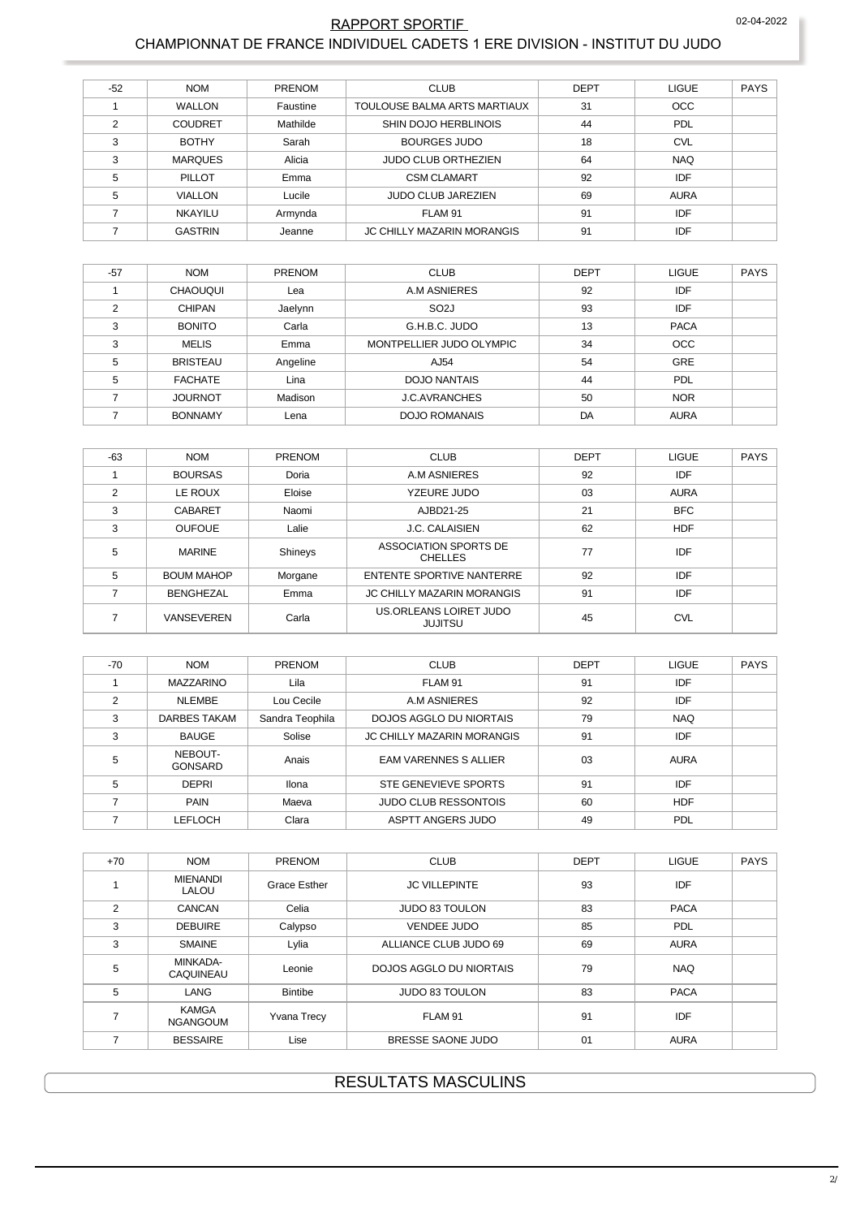## RAPPORT SPORTIF

## CHAMPIONNAT DE FRANCE INDIVIDUEL CADETS 1 ERE DIVISION - INSTITUT DU JUDO

| -52 | NOM | PRENOM | CLUB | DEPT | LIGUE | PAYS |
|---|---|---|---|---|---|---|
| 1 | WALLON | Faustine | TOULOUSE BALMA ARTS MARTIAUX | 31 | OCC | |
| 2 | COUDRET | Mathilde | SHIN DOJO HERBLINOIS | 44 | PDL | |
| 3 | BOTHY | Sarah | BOURGES JUDO | 18 | CVL | |
| 3 | MARQUES | Alicia | JUDO CLUB ORTHEZIEN | 64 | NAQ | |
| 5 | PILLOT | Emma | CSM CLAMART | 92 | IDF | |
| 5 | VIALLON | Lucile | JUDO CLUB JAREZIEN | 69 | AURA | |
| 7 | NKAYILU | Armynda | FLAM 91 | 91 | IDF | |
| 7 | GASTRIN | Jeanne | JC CHILLY MAZARIN MORANGIS | 91 | IDF | |

| -57 | NOM | PRENOM | CLUB | DEPT | LIGUE | PAYS |
|---|---|---|---|---|---|---|
| 1 | CHAOUQUI | Lea | A.M ASNIERES | 92 | IDF | |
| 2 | CHIPAN | Jaelynn | SO2J | 93 | IDF | |
| 3 | BONITO | Carla | G.H.B.C. JUDO | 13 | PACA | |
| 3 | MELIS | Emma | MONTPELLIER JUDO OLYMPIC | 34 | OCC | |
| 5 | BRISTEAU | Angeline | AJ54 | 54 | GRE | |
| 5 | FACHATE | Lina | DOJO NANTAIS | 44 | PDL | |
| 7 | JOURNOT | Madison | J.C.AVRANCHES | 50 | NOR | |
| 7 | BONNAMY | Lena | DOJO ROMANAIS | DA | AURA | |

| -63 | NOM | PRENOM | CLUB | DEPT | LIGUE | PAYS |
|---|---|---|---|---|---|---|
| 1 | BOURSAS | Doria | A.M ASNIERES | 92 | IDF | |
| 2 | LE ROUX | Eloise | YZEURE JUDO | 03 | AURA | |
| 3 | CABARET | Naomi | AJBD21-25 | 21 | BFC | |
| 3 | OUFOUE | Lalie | J.C. CALAISIEN | 62 | HDF | |
| 5 | MARINE | Shineys | ASSOCIATION SPORTS DE CHELLES | 77 | IDF | |
| 5 | BOUM MAHOP | Morgane | ENTENTE SPORTIVE NANTERRE | 92 | IDF | |
| 7 | BENGHEZAL | Emma | JC CHILLY MAZARIN MORANGIS | 91 | IDF | |
| 7 | VANSEVEREN | Carla | US.ORLEANS LOIRET JUDO JUJITSU | 45 | CVL | |

| -70 | NOM | PRENOM | CLUB | DEPT | LIGUE | PAYS |
|---|---|---|---|---|---|---|
| 1 | MAZZARINO | Lila | FLAM 91 | 91 | IDF | |
| 2 | NLEMBE | Lou Cecile | A.M ASNIERES | 92 | IDF | |
| 3 | DARBES TAKAM | Sandra Teophila | DOJOS AGGLO DU NIORTAIS | 79 | NAQ | |
| 3 | BAUGE | Solise | JC CHILLY MAZARIN MORANGIS | 91 | IDF | |
| 5 | NEBOUT-GONSARD | Anais | EAM VARENNES S ALLIER | 03 | AURA | |
| 5 | DEPRI | Ilona | STE GENEVIEVE SPORTS | 91 | IDF | |
| 7 | PAIN | Maeva | JUDO CLUB RESSONTOIS | 60 | HDF | |
| 7 | LEFLOCH | Clara | ASPTT ANGERS JUDO | 49 | PDL | |

| +70 | NOM | PRENOM | CLUB | DEPT | LIGUE | PAYS |
|---|---|---|---|---|---|---|
| 1 | MIENANDI LALOU | Grace Esther | JC VILLEPINTE | 93 | IDF | |
| 2 | CANCAN | Celia | JUDO 83 TOULON | 83 | PACA | |
| 3 | DEBUIRE | Calypso | VENDEE JUDO | 85 | PDL | |
| 3 | SMAINE | Lylia | ALLIANCE CLUB JUDO 69 | 69 | AURA | |
| 5 | MINKADA-CAQUINEAU | Leonie | DOJOS AGGLO DU NIORTAIS | 79 | NAQ | |
| 5 | LANG | Bintibe | JUDO 83 TOULON | 83 | PACA | |
| 7 | KAMGA NGANGOUM | Yvana Trecy | FLAM 91 | 91 | IDF | |
| 7 | BESSAIRE | Lise | BRESSE SAONE JUDO | 01 | AURA | |

## RESULTATS MASCULINS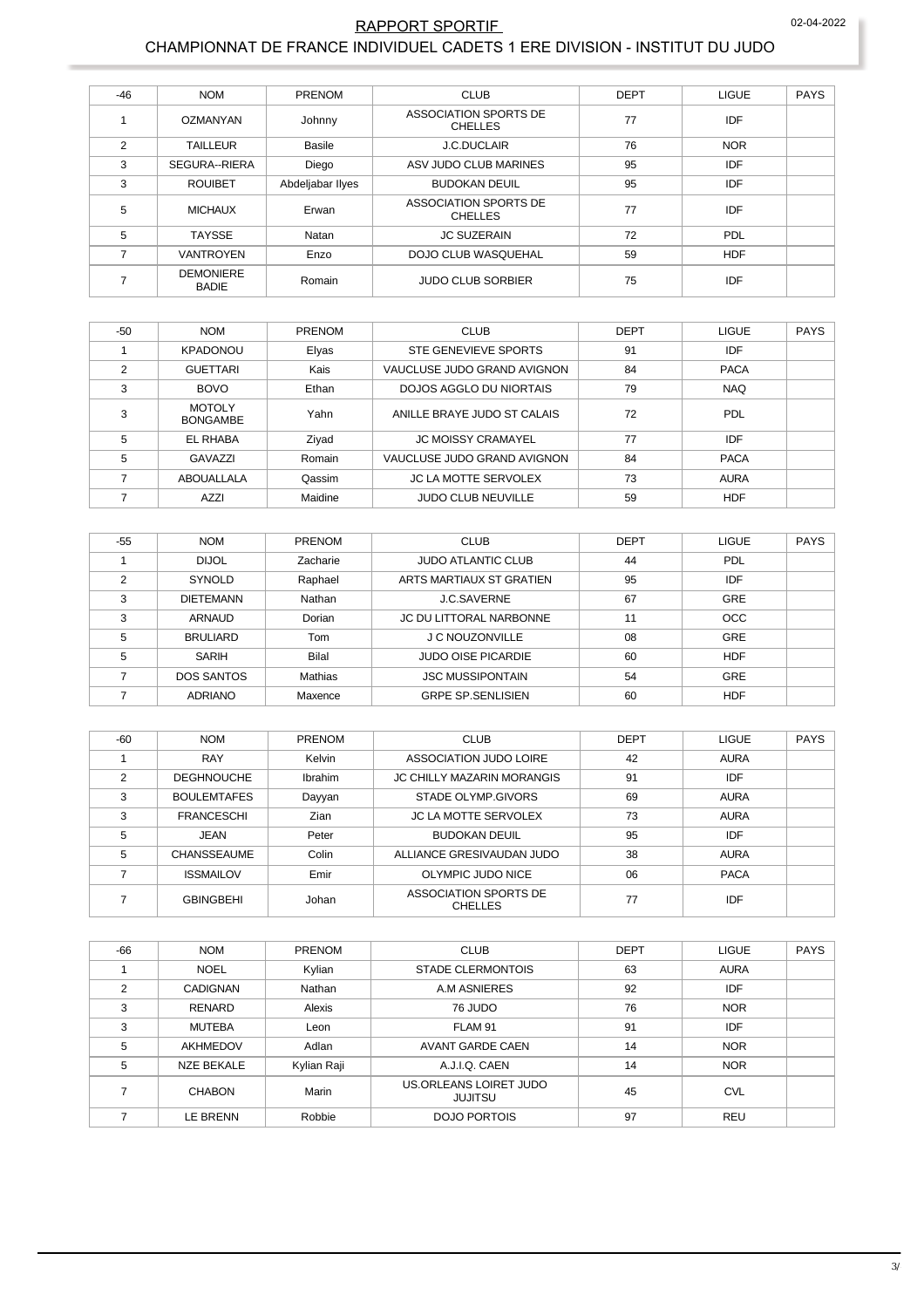## RAPPORT SPORTIF

### CHAMPIONNAT DE FRANCE INDIVIDUEL CADETS 1 ERE DIVISION - INSTITUT DU JUDO

| -46 | NOM | PRENOM | CLUB | DEPT | LIGUE | PAYS |
|---|---|---|---|---|---|---|
| 1 | OZMANYAN | Johnny | ASSOCIATION SPORTS DE CHELLES | 77 | IDF | |
| 2 | TAILLEUR | Basile | J.C.DUCLAIR | 76 | NOR | |
| 3 | SEGURA--RIERA | Diego | ASV JUDO CLUB MARINES | 95 | IDF | |
| 3 | ROUIBET | Abdeljabar Ilyes | BUDOKAN DEUIL | 95 | IDF | |
| 5 | MICHAUX | Erwan | ASSOCIATION SPORTS DE CHELLES | 77 | IDF | |
| 5 | TAYSSE | Natan | JC SUZERAIN | 72 | PDL | |
| 7 | VANTROYEN | Enzo | DOJO CLUB WASQUEHAL | 59 | HDF | |
| 7 | DEMONIERE BADIE | Romain | JUDO CLUB SORBIER | 75 | IDF | |

| -50 | NOM | PRENOM | CLUB | DEPT | LIGUE | PAYS |
|---|---|---|---|---|---|---|
| 1 | KPADONOU | Elyas | STE GENEVIEVE SPORTS | 91 | IDF | |
| 2 | GUETTARI | Kais | VAUCLUSE JUDO GRAND AVIGNON | 84 | PACA | |
| 3 | BOVO | Ethan | DOJOS AGGLO DU NIORTAIS | 79 | NAQ | |
| 3 | MOTOLY BONGAMBE | Yahn | ANILLE BRAYE JUDO ST CALAIS | 72 | PDL | |
| 5 | EL RHABA | Ziyad | JC MOISSY CRAMAYEL | 77 | IDF | |
| 5 | GAVAZZI | Romain | VAUCLUSE JUDO GRAND AVIGNON | 84 | PACA | |
| 7 | ABOUALLALA | Qassim | JC LA MOTTE SERVOLEX | 73 | AURA | |
| 7 | AZZI | Maidine | JUDO CLUB NEUVILLE | 59 | HDF | |

| -55 | NOM | PRENOM | CLUB | DEPT | LIGUE | PAYS |
|---|---|---|---|---|---|---|
| 1 | DIJOL | Zacharie | JUDO ATLANTIC CLUB | 44 | PDL | |
| 2 | SYNOLD | Raphael | ARTS MARTIAUX ST GRATIEN | 95 | IDF | |
| 3 | DIETEMANN | Nathan | J.C.SAVERNE | 67 | GRE | |
| 3 | ARNAUD | Dorian | JC DU LITTORAL NARBONNE | 11 | OCC | |
| 5 | BRULIARD | Tom | J C NOUZONVILLE | 08 | GRE | |
| 5 | SARIH | Bilal | JUDO OISE PICARDIE | 60 | HDF | |
| 7 | DOS SANTOS | Mathias | JSC MUSSIPONTAIN | 54 | GRE | |
| 7 | ADRIANO | Maxence | GRPE SP.SENLISIEN | 60 | HDF | |

| -60 | NOM | PRENOM | CLUB | DEPT | LIGUE | PAYS |
|---|---|---|---|---|---|---|
| 1 | RAY | Kelvin | ASSOCIATION JUDO LOIRE | 42 | AURA | |
| 2 | DEGHNOUCHE | Ibrahim | JC CHILLY MAZARIN MORANGIS | 91 | IDF | |
| 3 | BOULEMTAFES | Dayyan | STADE OLYMP.GIVORS | 69 | AURA | |
| 3 | FRANCESCHI | Zian | JC LA MOTTE SERVOLEX | 73 | AURA | |
| 5 | JEAN | Peter | BUDOKAN DEUIL | 95 | IDF | |
| 5 | CHANSSEAUME | Colin | ALLIANCE GRESIVAUDAN JUDO | 38 | AURA | |
| 7 | ISSMAILOV | Emir | OLYMPIC JUDO NICE | 06 | PACA | |
| 7 | GBINGBEHI | Johan | ASSOCIATION SPORTS DE CHELLES | 77 | IDF | |

| -66 | NOM | PRENOM | CLUB | DEPT | LIGUE | PAYS |
|---|---|---|---|---|---|---|
| 1 | NOEL | Kylian | STADE CLERMONTOIS | 63 | AURA | |
| 2 | CADIGNAN | Nathan | A.M ASNIERES | 92 | IDF | |
| 3 | RENARD | Alexis | 76 JUDO | 76 | NOR | |
| 3 | MUTEBA | Leon | FLAM 91 | 91 | IDF | |
| 5 | AKHMEDOV | Adlan | AVANT GARDE CAEN | 14 | NOR | |
| 5 | NZE BEKALE | Kylian Raji | A.J.I.Q. CAEN | 14 | NOR | |
| 7 | CHABON | Marin | US.ORLEANS LOIRET JUDO JUJITSU | 45 | CVL | |
| 7 | LE BRENN | Robbie | DOJO PORTOIS | 97 | REU | |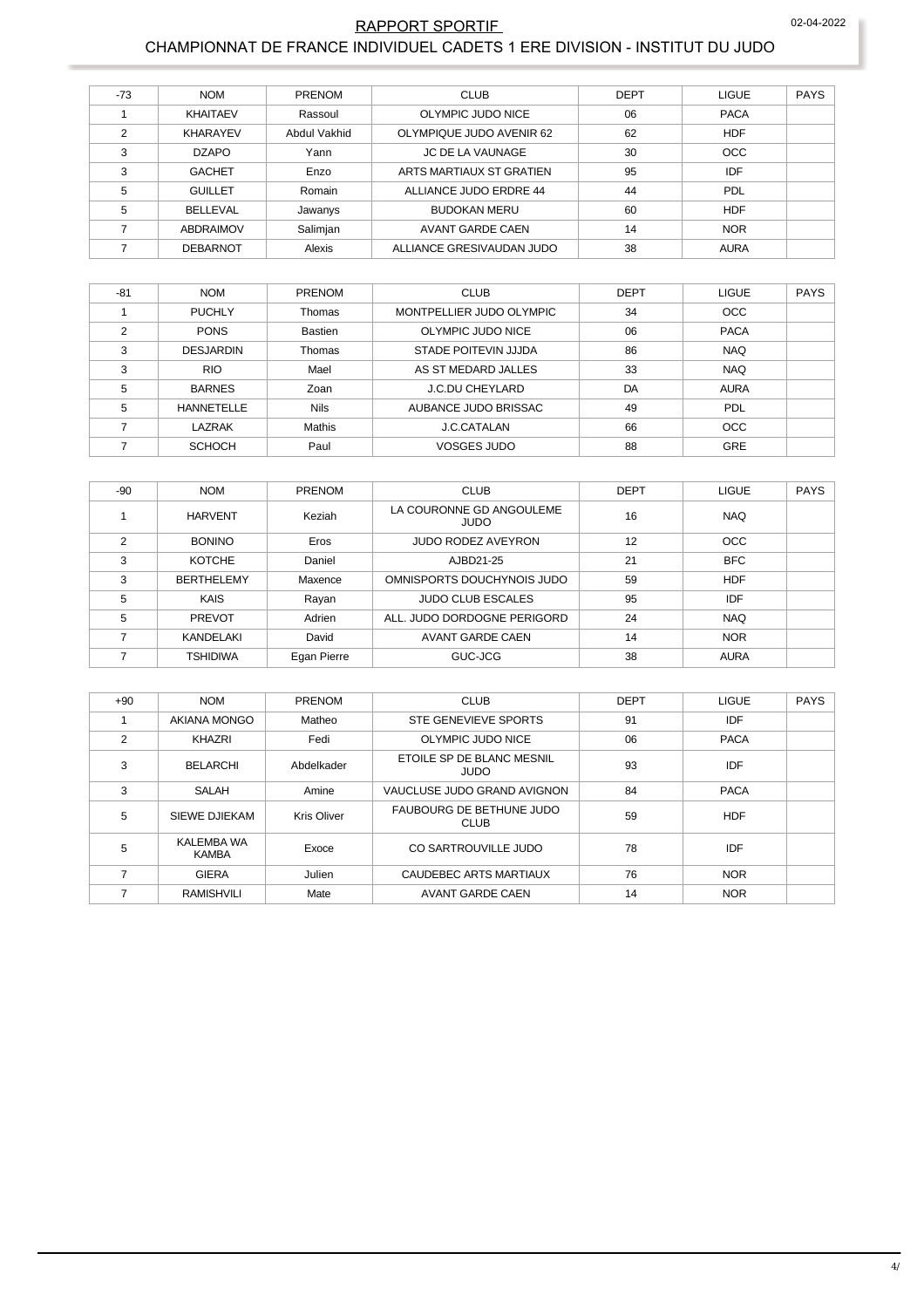# RAPPORT SPORTIF

## CHAMPIONNAT DE FRANCE INDIVIDUEL CADETS 1 ERE DIVISION - INSTITUT DU JUDO

| -73 | NOM | PRENOM | CLUB | DEPT | LIGUE | PAYS |
|---|---|---|---|---|---|---|
| 1 | KHAITAEV | Rassoul | OLYMPIC JUDO NICE | 06 | PACA | |
| 2 | KHARAYEV | Abdul Vakhid | OLYMPIQUE JUDO AVENIR 62 | 62 | HDF | |
| 3 | DZAPO | Yann | JC DE LA VAUNAGE | 30 | OCC | |
| 3 | GACHET | Enzo | ARTS MARTIAUX ST GRATIEN | 95 | IDF | |
| 5 | GUILLET | Romain | ALLIANCE JUDO ERDRE 44 | 44 | PDL | |
| 5 | BELLEVAL | Jawanys | BUDOKAN MERU | 60 | HDF | |
| 7 | ABDRAIMOV | Salimjan | AVANT GARDE CAEN | 14 | NOR | |
| 7 | DEBARNOT | Alexis | ALLIANCE GRESIVAUDAN JUDO | 38 | AURA | |

| -81 | NOM | PRENOM | CLUB | DEPT | LIGUE | PAYS |
|---|---|---|---|---|---|---|
| 1 | PUCHLY | Thomas | MONTPELLIER JUDO OLYMPIC | 34 | OCC | |
| 2 | PONS | Bastien | OLYMPIC JUDO NICE | 06 | PACA | |
| 3 | DESJARDIN | Thomas | STADE POITEVIN JJJDA | 86 | NAQ | |
| 3 | RIO | Mael | AS ST MEDARD JALLES | 33 | NAQ | |
| 5 | BARNES | Zoan | J.C.DU CHEYLARD | DA | AURA | |
| 5 | HANNETELLE | Nils | AUBANCE JUDO BRISSAC | 49 | PDL | |
| 7 | LAZRAK | Mathis | J.C.CATALAN | 66 | OCC | |
| 7 | SCHOCH | Paul | VOSGES JUDO | 88 | GRE | |

| -90 | NOM | PRENOM | CLUB | DEPT | LIGUE | PAYS |
|---|---|---|---|---|---|---|
| 1 | HARVENT | Keziah | LA COURONNE GD ANGOULEME JUDO | 16 | NAQ | |
| 2 | BONINO | Eros | JUDO RODEZ AVEYRON | 12 | OCC | |
| 3 | KOTCHE | Daniel | AJBD21-25 | 21 | BFC | |
| 3 | BERTHELEMY | Maxence | OMNISPORTS DOUCHYNOIS JUDO | 59 | HDF | |
| 5 | KAIS | Rayan | JUDO CLUB ESCALES | 95 | IDF | |
| 5 | PREVOT | Adrien | ALL. JUDO DORDOGNE PERIGORD | 24 | NAQ | |
| 7 | KANDELAKI | David | AVANT GARDE CAEN | 14 | NOR | |
| 7 | TSHIDIWA | Egan Pierre | GUC-JCG | 38 | AURA | |

| +90 | NOM | PRENOM | CLUB | DEPT | LIGUE | PAYS |
|---|---|---|---|---|---|---|
| 1 | AKIANA MONGO | Matheo | STE GENEVIEVE SPORTS | 91 | IDF | |
| 2 | KHAZRI | Fedi | OLYMPIC JUDO NICE | 06 | PACA | |
| 3 | BELARCHI | Abdelkader | ETOILE SP DE BLANC MESNIL JUDO | 93 | IDF | |
| 3 | SALAH | Amine | VAUCLUSE JUDO GRAND AVIGNON | 84 | PACA | |
| 5 | SIEWE DJIEKAM | Kris Oliver | FAUBOURG DE BETHUNE JUDO CLUB | 59 | HDF | |
| 5 | KALEMBA WA KAMBA | Exoce | CO SARTROUVILLE JUDO | 78 | IDF | |
| 7 | GIERA | Julien | CAUDEBEC ARTS MARTIAUX | 76 | NOR | |
| 7 | RAMISHVILI | Mate | AVANT GARDE CAEN | 14 | NOR | |